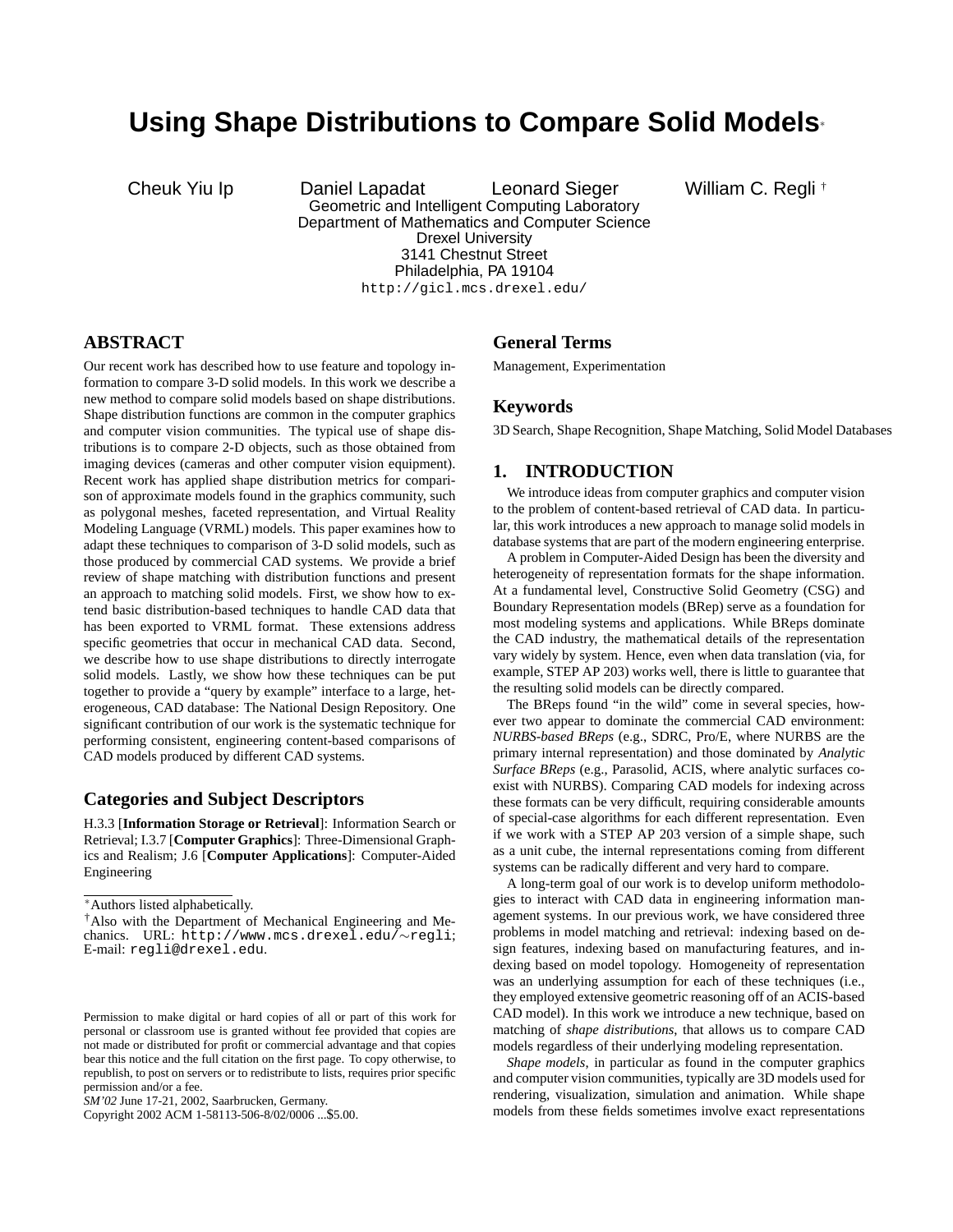# Using Shape Distributions to Compare Solid Models*

Cheuk Yiu Ip Daniel Lapadat Leonard Sieger William C. Regli †

Geometric and Intelligent Computing Laboratory
Department of Mathematics and Computer Science
Drexel University
3141 Chestnut Street
Philadelphia, PA 19104
http://gicl.mcs.drexel.edu/

## ABSTRACT

Our recent work has described how to use feature and topology information to compare 3-D solid models. In this work we describe a new method to compare solid models based on shape distributions. Shape distribution functions are common in the computer graphics and computer vision communities. The typical use of shape distributions is to compare 2-D objects, such as those obtained from imaging devices (cameras and other computer vision equipment). Recent work has applied shape distribution metrics for comparison of approximate models found in the graphics community, such as polygonal meshes, faceted representation, and Virtual Reality Modeling Language (VRML) models. This paper examines how to adapt these techniques to comparison of 3-D solid models, such as those produced by commercial CAD systems. We provide a brief review of shape matching with distribution functions and present an approach to matching solid models. First, we show how to extend basic distribution-based techniques to handle CAD data that has been exported to VRML format. These extensions address specific geometries that occur in mechanical CAD data. Second, we describe how to use shape distributions to directly interrogate solid models. Lastly, we show how these techniques can be put together to provide a "query by example" interface to a large, heterogeneous, CAD database: The National Design Repository. One significant contribution of our work is the systematic technique for performing consistent, engineering content-based comparisons of CAD models produced by different CAD systems.

## Categories and Subject Descriptors

H.3.3 [**Information Storage or Retrieval**]: Information Search or Retrieval; I.3.7 [**Computer Graphics**]: Three-Dimensional Graphics and Realism; J.6 [**Computer Applications**]: Computer-Aided Engineering

*Authors listed alphabetically.

†Also with the Department of Mechanical Engineering and Mechanics. URL: http://www.mcs.drexel.edu/~regli; E-mail: regli@drexel.edu.

Permission to make digital or hard copies of all or part of this work for personal or classroom use is granted without fee provided that copies are not made or distributed for profit or commercial advantage and that copies bear this notice and the full citation on the first page. To copy otherwise, to republish, to post on servers or to redistribute to lists, requires prior specific permission and/or a fee.
*SM'02* June 17-21, 2002, Saarbrucken, Germany.
Copyright 2002 ACM 1-58113-506-8/02/0006 ...$5.00.

## General Terms

Management, Experimentation

## Keywords

3D Search, Shape Recognition, Shape Matching, Solid Model Databases

## 1. INTRODUCTION

We introduce ideas from computer graphics and computer vision to the problem of content-based retrieval of CAD data. In particular, this work introduces a new approach to manage solid models in database systems that are part of the modern engineering enterprise.

A problem in Computer-Aided Design has been the diversity and heterogeneity of representation formats for the shape information. At a fundamental level, Constructive Solid Geometry (CSG) and Boundary Representation models (BRep) serve as a foundation for most modeling systems and applications. While BReps dominate the CAD industry, the mathematical details of the representation vary widely by system. Hence, even when data translation (via, for example, STEP AP 203) works well, there is little to guarantee that the resulting solid models can be directly compared.

The BReps found "in the wild" come in several species, however two appear to dominate the commercial CAD environment: *NURBS-based BReps* (e.g., SDRC, Pro/E, where NURBS are the primary internal representation) and those dominated by *Analytic Surface BReps* (e.g., Parasolid, ACIS, where analytic surfaces coexist with NURBS). Comparing CAD models for indexing across these formats can be very difficult, requiring considerable amounts of special-case algorithms for each different representation. Even if we work with a STEP AP 203 version of a simple shape, such as a unit cube, the internal representations coming from different systems can be radically different and very hard to compare.

A long-term goal of our work is to develop uniform methodologies to interact with CAD data in engineering information management systems. In our previous work, we have considered three problems in model matching and retrieval: indexing based on design features, indexing based on manufacturing features, and indexing based on model topology. Homogeneity of representation was an underlying assumption for each of these techniques (i.e., they employed extensive geometric reasoning off of an ACIS-based CAD model). In this work we introduce a new technique, based on matching of *shape distributions*, that allows us to compare CAD models regardless of their underlying modeling representation.

*Shape models*, in particular as found in the computer graphics and computer vision communities, typically are 3D models used for rendering, visualization, simulation and animation. While shape models from these fields sometimes involve exact representations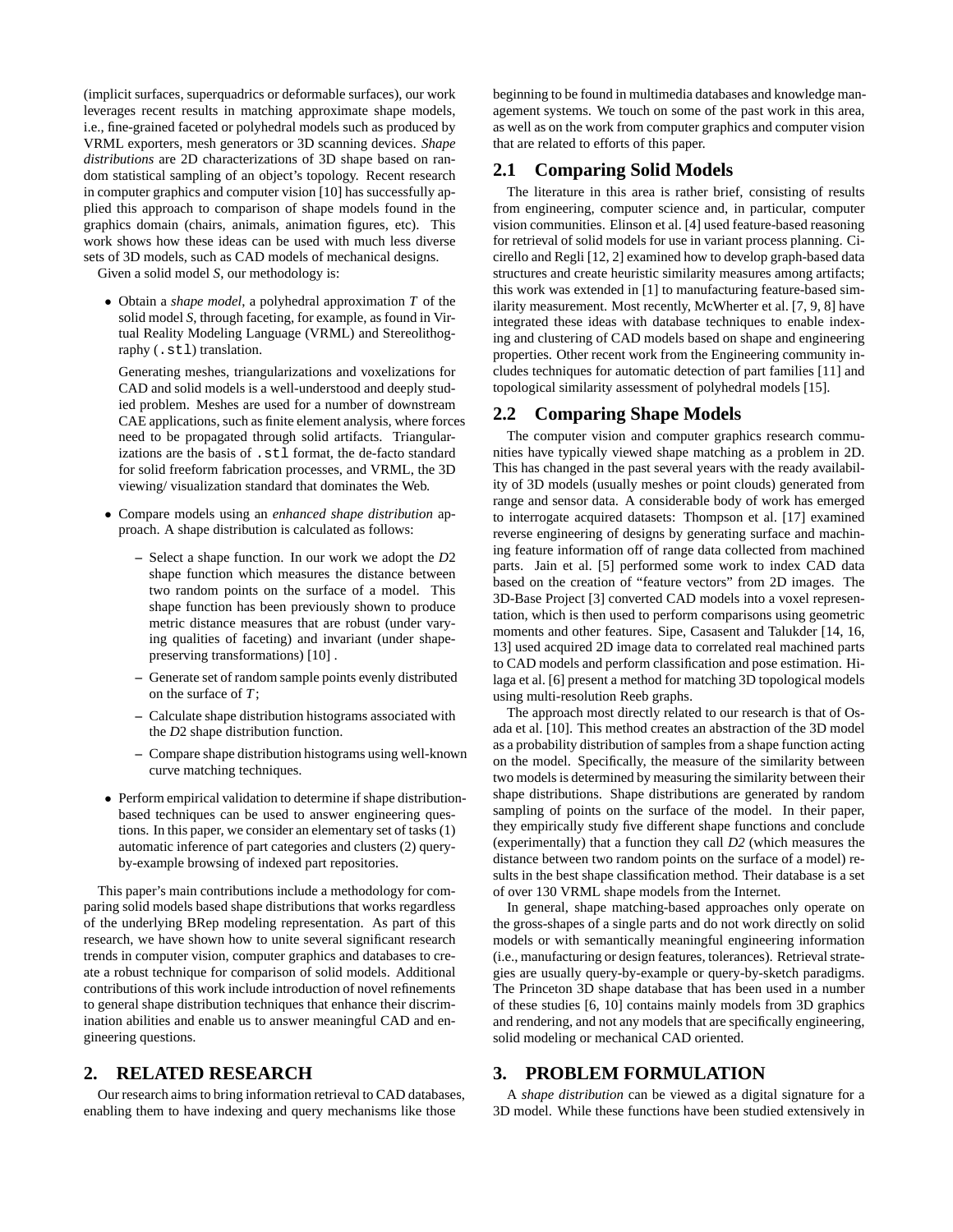(implicit surfaces, superquadrics or deformable surfaces), our work leverages recent results in matching approximate shape models, i.e., fine-grained faceted or polyhedral models such as produced by VRML exporters, mesh generators or 3D scanning devices. *Shape distributions* are 2D characterizations of 3D shape based on random statistical sampling of an object's topology. Recent research in computer graphics and computer vision [10] has successfully applied this approach to comparison of shape models found in the graphics domain (chairs, animals, animation figures, etc). This work shows how these ideas can be used with much less diverse sets of 3D models, such as CAD models of mechanical designs.

Given a solid model $S$, our methodology is:

- Obtain a *shape model*, a polyhedral approximation $T$ of the solid model $S$, through faceting, for example, as found in Virtual Reality Modeling Language (VRML) and Stereolithography (`.stl`) translation.

  Generating meshes, triangularizations and voxelizations for CAD and solid models is a well-understood and deeply studied problem. Meshes are used for a number of downstream CAE applications, such as finite element analysis, where forces need to be propagated through solid artifacts. Triangularizations are the basis of `.stl` format, the de-facto standard for solid freeform fabrication processes, and VRML, the 3D viewing/ visualization standard that dominates the Web.

- Compare models using an *enhanced shape distribution* approach. A shape distribution is calculated as follows:
  - Select a shape function. In our work we adopt the $D2$ shape function which measures the distance between two random points on the surface of a model. This shape function has been previously shown to produce metric distance measures that are robust (under varying qualities of faceting) and invariant (under shape-preserving transformations) [10] .
  - Generate set of random sample points evenly distributed on the surface of $T$;
  - Calculate shape distribution histograms associated with the $D2$ shape distribution function.
  - Compare shape distribution histograms using well-known curve matching techniques.

- Perform empirical validation to determine if shape distribution-based techniques can be used to answer engineering questions. In this paper, we consider an elementary set of tasks (1) automatic inference of part categories and clusters (2) query-by-example browsing of indexed part repositories.

This paper's main contributions include a methodology for comparing solid models based shape distributions that works regardless of the underlying BRep modeling representation. As part of this research, we have shown how to unite several significant research trends in computer vision, computer graphics and databases to create a robust technique for comparison of solid models. Additional contributions of this work include introduction of novel refinements to general shape distribution techniques that enhance their discrimination abilities and enable us to answer meaningful CAD and engineering questions.

# 2. RELATED RESEARCH

Our research aims to bring information retrieval to CAD databases, enabling them to have indexing and query mechanisms like those beginning to be found in multimedia databases and knowledge management systems. We touch on some of the past work in this area, as well as on the work from computer graphics and computer vision that are related to efforts of this paper.

## 2.1 Comparing Solid Models

The literature in this area is rather brief, consisting of results from engineering, computer science and, in particular, computer vision communities. Elinson et al. [4] used feature-based reasoning for retrieval of solid models for use in variant process planning. Cicirello and Regli [12, 2] examined how to develop graph-based data structures and create heuristic similarity measures among artifacts; this work was extended in [1] to manufacturing feature-based similarity measurement. Most recently, McWherter et al. [7, 9, 8] have integrated these ideas with database techniques to enable indexing and clustering of CAD models based on shape and engineering properties. Other recent work from the Engineering community includes techniques for automatic detection of part families [11] and topological similarity assessment of polyhedral models [15].

## 2.2 Comparing Shape Models

The computer vision and computer graphics research communities have typically viewed shape matching as a problem in 2D. This has changed in the past several years with the ready availability of 3D models (usually meshes or point clouds) generated from range and sensor data. A considerable body of work has emerged to interrogate acquired datasets: Thompson et al. [17] examined reverse engineering of designs by generating surface and machining feature information off of range data collected from machined parts. Jain et al. [5] performed some work to index CAD data based on the creation of "feature vectors" from 2D images. The 3D-Base Project [3] converted CAD models into a voxel representation, which is then used to perform comparisons using geometric moments and other features. Sipe, Casasent and Talukder [14, 16, 13] used acquired 2D image data to correlated real machined parts to CAD models and perform classification and pose estimation. Hilaga et al. [6] present a method for matching 3D topological models using multi-resolution Reeb graphs.

The approach most directly related to our research is that of Osada et al. [10]. This method creates an abstraction of the 3D model as a probability distribution of samples from a shape function acting on the model. Specifically, the measure of the similarity between two models is determined by measuring the similarity between their shape distributions. Shape distributions are generated by random sampling of points on the surface of the model. In their paper, they empirically study five different shape functions and conclude (experimentally) that a function they call *D2* (which measures the distance between two random points on the surface of a model) results in the best shape classification method. Their database is a set of over 130 VRML shape models from the Internet.

In general, shape matching-based approaches only operate on the gross-shapes of a single parts and do not work directly on solid models or with semantically meaningful engineering information (i.e., manufacturing or design features, tolerances). Retrieval strategies are usually query-by-example or query-by-sketch paradigms. The Princeton 3D shape database that has been used in a number of these studies [6, 10] contains mainly models from 3D graphics and rendering, and not any models that are specifically engineering, solid modeling or mechanical CAD oriented.

# 3. PROBLEM FORMULATION

A *shape distribution* can be viewed as a digital signature for a 3D model. While these functions have been studied extensively in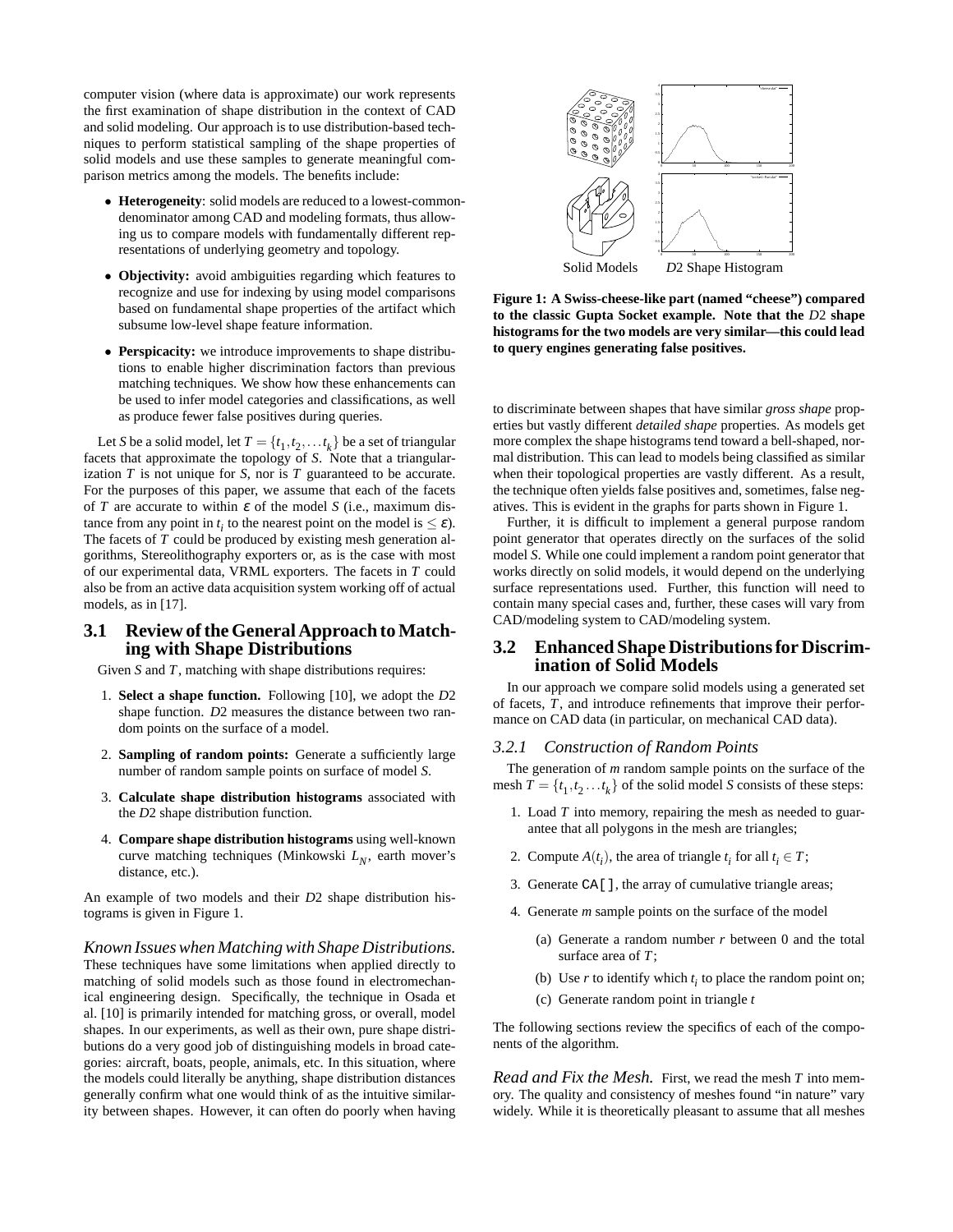computer vision (where data is approximate) our work represents the first examination of shape distribution in the context of CAD and solid modeling. Our approach is to use distribution-based techniques to perform statistical sampling of the shape properties of solid models and use these samples to generate meaningful comparison metrics among the models. The benefits include:

- **Heterogeneity**: solid models are reduced to a lowest-common-denominator among CAD and modeling formats, thus allowing us to compare models with fundamentally different representations of underlying geometry and topology.
- **Objectivity:** avoid ambiguities regarding which features to recognize and use for indexing by using model comparisons based on fundamental shape properties of the artifact which subsume low-level shape feature information.
- **Perspicacity:** we introduce improvements to shape distributions to enable higher discrimination factors than previous matching techniques. We show how these enhancements can be used to infer model categories and classifications, as well as produce fewer false positives during queries.

Let $S$ be a solid model, let $T = \{t_1, t_2, \ldots t_k\}$ be a set of triangular facets that approximate the topology of $S$. Note that a triangularization $T$ is not unique for $S$, nor is $T$ guaranteed to be accurate. For the purposes of this paper, we assume that each of the facets of $T$ are accurate to within $\varepsilon$ of the model $S$ (i.e., maximum distance from any point in $t_i$ to the nearest point on the model is $\leq \varepsilon$). The facets of $T$ could be produced by existing mesh generation algorithms, Stereolithography exporters or, as is the case with most of our experimental data, VRML exporters. The facets in $T$ could also be from an active data acquisition system working off of actual models, as in [17].

## 3.1 Review of the General Approach to Matching with Shape Distributions

Given $S$ and $T$, matching with shape distributions requires:

1. **Select a shape function.** Following [10], we adopt the $D2$ shape function. $D2$ measures the distance between two random points on the surface of a model.
2. **Sampling of random points:** Generate a sufficiently large number of random sample points on surface of model $S$.
3. **Calculate shape distribution histograms** associated with the $D2$ shape distribution function.
4. **Compare shape distribution histograms** using well-known curve matching techniques (Minkowski $L_N$, earth mover's distance, etc.).

An example of two models and their $D2$ shape distribution histograms is given in Figure 1.

*Known Issues when Matching with Shape Distributions.* These techniques have some limitations when applied directly to matching of solid models such as those found in electromechanical engineering design. Specifically, the technique in Osada et al. [10] is primarily intended for matching gross, or overall, model shapes. In our experiments, as well as their own, pure shape distributions do a very good job of distinguishing models in broad categories: aircraft, boats, people, animals, etc. In this situation, where the models could literally be anything, shape distribution distances generally confirm what one would think of as the intuitive similarity between shapes. However, it can often do poorly when having to discriminate between shapes that have similar *gross shape* properties but vastly different *detailed shape* properties. As models get more complex the shape histograms tend toward a bell-shaped, normal distribution. This can lead to models being classified as similar when their topological properties are vastly different. As a result, the technique often yields false positives and, sometimes, false negatives. This is evident in the graphs for parts shown in Figure 1.

Solid Models — $D2$ Shape Histogram

**Figure 1: A Swiss-cheese-like part (named "cheese") compared to the classic Gupta Socket example. Note that the $D2$ shape histograms for the two models are very similar—this could lead to query engines generating false positives.**

Further, it is difficult to implement a general purpose random point generator that operates directly on the surfaces of the solid model $S$. While one could implement a random point generator that works directly on solid models, it would depend on the underlying surface representations used. Further, this function will need to contain many special cases and, further, these cases will vary from CAD/modeling system to CAD/modeling system.

## 3.2 Enhanced Shape Distributions for Discrimination of Solid Models

In our approach we compare solid models using a generated set of facets, $T$, and introduce refinements that improve their performance on CAD data (in particular, on mechanical CAD data).

### 3.2.1 Construction of Random Points

The generation of $m$ random sample points on the surface of the mesh $T = \{t_1, t_2 \ldots t_k\}$ of the solid model $S$ consists of these steps:

1. Load $T$ into memory, repairing the mesh as needed to guarantee that all polygons in the mesh are triangles;
2. Compute $A(t_i)$, the area of triangle $t_i$ for all $t_i \in T$;
3. Generate `CA[]`, the array of cumulative triangle areas;
4. Generate $m$ sample points on the surface of the model
   (a) Generate a random number $r$ between 0 and the total surface area of $T$;
   (b) Use $r$ to identify which $t_i$ to place the random point on;
   (c) Generate random point in triangle $t$

The following sections review the specifics of each of the components of the algorithm.

*Read and Fix the Mesh.* First, we read the mesh $T$ into memory. The quality and consistency of meshes found "in nature" vary widely. While it is theoretically pleasant to assume that all meshes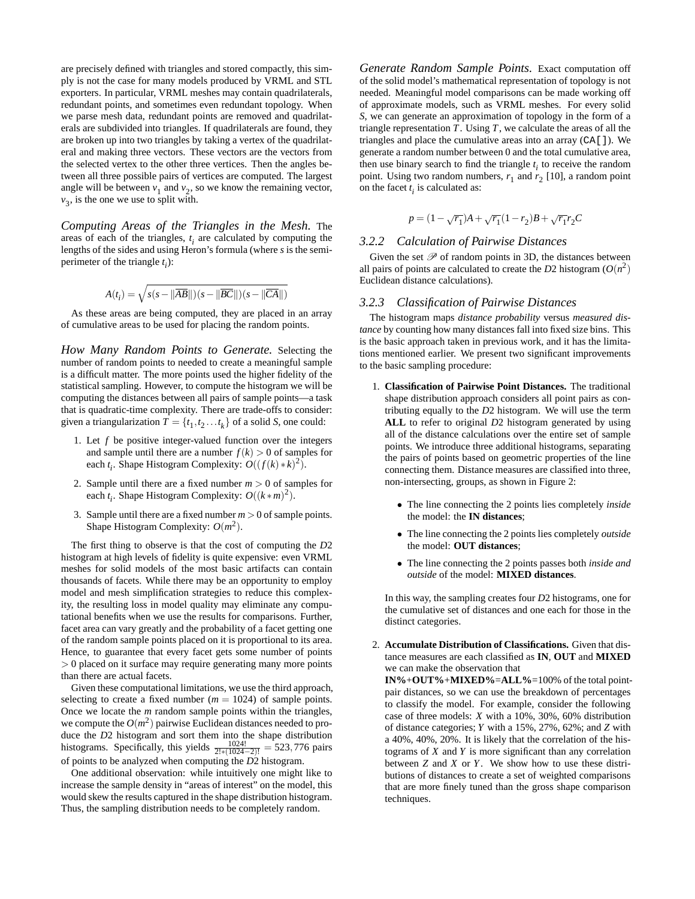are precisely defined with triangles and stored compactly, this simply is not the case for many models produced by VRML and STL exporters. In particular, VRML meshes may contain quadrilaterals, redundant points, and sometimes even redundant topology. When we parse mesh data, redundant points are removed and quadrilaterals are subdivided into triangles. If quadrilaterals are found, they are broken up into two triangles by taking a vertex of the quadrilateral and making three vectors. These vectors are the vectors from the selected vertex to the other three vertices. Then the angles between all three possible pairs of vertices are computed. The largest angle will be between $v_1$ and $v_2$, so we know the remaining vector, $v_3$, is the one we use to split with.

*Computing Areas of the Triangles in the Mesh.* The areas of each of the triangles, $t_i$ are calculated by computing the lengths of the sides and using Heron's formula (where $s$ is the semi-perimeter of the triangle $t_i$):

$$A(t_i) = \sqrt{s(s - \|\overline{AB}\|)(s - \|\overline{BC}\|)(s - \|\overline{CA}\|)}$$

As these areas are being computed, they are placed in an array of cumulative areas to be used for placing the random points.

*How Many Random Points to Generate.* Selecting the number of random points to needed to create a meaningful sample is a difficult matter. The more points used the higher fidelity of the statistical sampling. However, to compute the histogram we will be computing the distances between all pairs of sample points—a task that is quadratic-time complexity. There are trade-offs to consider: given a triangularization $T = \{t_1, t_2 \dots t_k\}$ of a solid $S$, one could:

1. Let $f$ be positive integer-valued function over the integers and sample until there are a number $f(k) > 0$ of samples for each $t_i$. Shape Histogram Complexity: $O((f(k) * k)^2)$.
2. Sample until there are a fixed number $m > 0$ of samples for each $t_i$. Shape Histogram Complexity: $O((k * m)^2)$.
3. Sample until there are a fixed number $m > 0$ of sample points. Shape Histogram Complexity: $O(m^2)$.

The first thing to observe is that the cost of computing the $D2$ histogram at high levels of fidelity is quite expensive: even VRML meshes for solid models of the most basic artifacts can contain thousands of facets. While there may be an opportunity to employ model and mesh simplification strategies to reduce this complexity, the resulting loss in model quality may eliminate any computational benefits when we use the results for comparisons. Further, facet area can vary greatly and the probability of a facet getting one of the random sample points placed on it is proportional to its area. Hence, to guarantee that every facet gets some number of points $> 0$ placed on it surface may require generating many more points than there are actual facets.

Given these computational limitations, we use the third approach, selecting to create a fixed number ($m = 1024$) of sample points. Once we locate the $m$ random sample points within the triangles, we compute the $O(m^2)$ pairwise Euclidean distances needed to produce the $D2$ histogram and sort them into the shape distribution histograms. Specifically, this yields $\frac{1024!}{2! * (1024-2)!} = 523,776$ pairs of points to be analyzed when computing the $D2$ histogram.

One additional observation: while intuitively one might like to increase the sample density in "areas of interest" on the model, this would skew the results captured in the shape distribution histogram. Thus, the sampling distribution needs to be completely random.

*Generate Random Sample Points.* Exact computation off of the solid model's mathematical representation of topology is not needed. Meaningful model comparisons can be made working off of approximate models, such as VRML meshes. For every solid $S$, we can generate an approximation of topology in the form of a triangle representation $T$. Using $T$, we calculate the areas of all the triangles and place the cumulative areas into an array (`CA[]`). We generate a random number between 0 and the total cumulative area, then use binary search to find the triangle $t_i$ to receive the random point. Using two random numbers, $r_1$ and $r_2$ [10], a random point on the facet $t_i$ is calculated as:

$$p = (1 - \sqrt{r_1})A + \sqrt{r_1}(1 - r_2)B + \sqrt{r_1}r_2C$$

### 3.2.2 Calculation of Pairwise Distances

Given the set $\mathscr{P}$ of random points in 3D, the distances between all pairs of points are calculated to create the $D2$ histogram ($O(n^2)$ Euclidean distance calculations).

### 3.2.3 Classification of Pairwise Distances

The histogram maps *distance probability* versus *measured distance* by counting how many distances fall into fixed size bins. This is the basic approach taken in previous work, and it has the limitations mentioned earlier. We present two significant improvements to the basic sampling procedure:

1. **Classification of Pairwise Point Distances.** The traditional shape distribution approach considers all point pairs as contributing equally to the $D2$ histogram. We will use the term **ALL** to refer to original $D2$ histogram generated by using all of the distance calculations over the entire set of sample points. We introduce three additional histograms, separating the pairs of points based on geometric properties of the line connecting them. Distance measures are classified into three, non-intersecting, groups, as shown in Figure 2:

   - The line connecting the 2 points lies completely *inside* the model: the **IN distances**;
   - The line connecting the 2 points lies completely *outside* the model: **OUT distances**;
   - The line connecting the 2 points passes both *inside and outside* of the model: **MIXED distances**.

   In this way, the sampling creates four $D2$ histograms, one for the cumulative set of distances and one each for those in the distinct categories.

2. **Accumulate Distribution of Classifications.** Given that distance measures are each classified as **IN**, **OUT** and **MIXED** we can make the observation that **IN%**+**OUT%**+**MIXED%**=**ALL%**=100% of the total point-pair distances, so we can use the breakdown of percentages to classify the model. For example, consider the following case of three models: $X$ with a 10%, 30%, 60% distribution of distance categories; $Y$ with a 15%, 27%, 62%; and $Z$ with a 40%, 40%, 20%. It is likely that the correlation of the histograms of $X$ and $Y$ is more significant than any correlation between $Z$ and $X$ or $Y$. We show how to use these distributions of distances to create a set of weighted comparisons that are more finely tuned than the gross shape comparison techniques.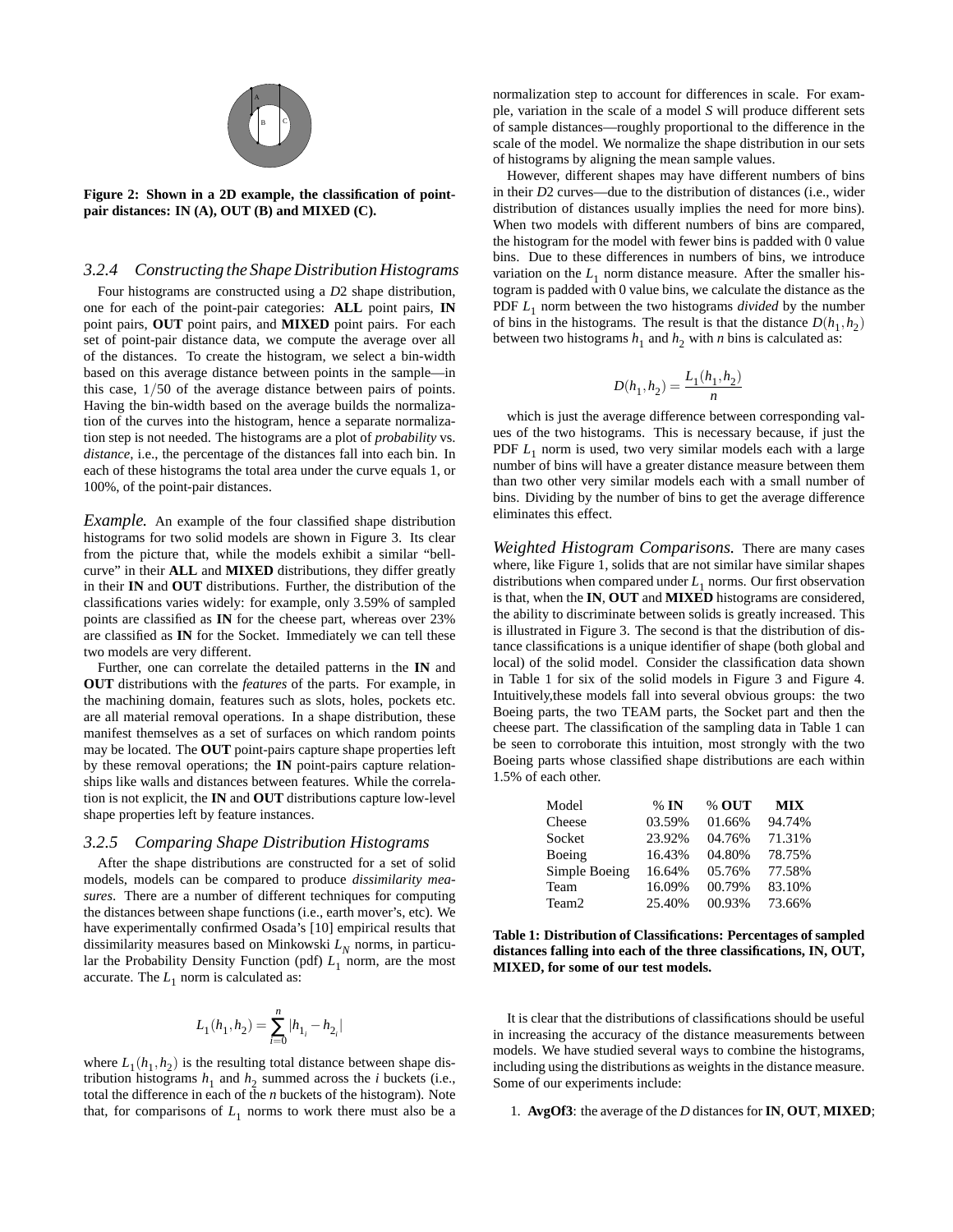Figure 2: Shown in a 2D example, the classification of point-pair distances: IN (A), OUT (B) and MIXED (C).

### 3.2.4 Constructing the Shape Distribution Histograms

Four histograms are constructed using a $D2$ shape distribution, one for each of the point-pair categories: **ALL** point pairs, **IN** point pairs, **OUT** point pairs, and **MIXED** point pairs. For each set of point-pair distance data, we compute the average over all of the distances. To create the histogram, we select a bin-width based on this average distance between points in the sample—in this case, $1/50$ of the average distance between pairs of points. Having the bin-width based on the average builds the normalization of the curves into the histogram, hence a separate normalization step is not needed. The histograms are a plot of *probability* vs. *distance*, i.e., the percentage of the distances fall into each bin. In each of these histograms the total area under the curve equals 1, or 100%, of the point-pair distances.

*Example.* An example of the four classified shape distribution histograms for two solid models are shown in Figure 3. Its clear from the picture that, while the models exhibit a similar "bell-curve" in their **ALL** and **MIXED** distributions, they differ greatly in their **IN** and **OUT** distributions. Further, the distribution of the classifications varies widely: for example, only 3.59% of sampled points are classified as **IN** for the cheese part, whereas over 23% are classified as **IN** for the Socket. Immediately we can tell these two models are very different.

Further, one can correlate the detailed patterns in the **IN** and **OUT** distributions with the *features* of the parts. For example, in the machining domain, features such as slots, holes, pockets etc. are all material removal operations. In a shape distribution, these manifest themselves as a set of surfaces on which random points may be located. The **OUT** point-pairs capture shape properties left by these removal operations; the **IN** point-pairs capture relationships like walls and distances between features. While the correlation is not explicit, the **IN** and **OUT** distributions capture low-level shape properties left by feature instances.

### 3.2.5 Comparing Shape Distribution Histograms

After the shape distributions are constructed for a set of solid models, models can be compared to produce *dissimilarity measures*. There are a number of different techniques for computing the distances between shape functions (i.e., earth mover's, etc). We have experimentally confirmed Osada's [10] empirical results that dissimilarity measures based on Minkowski $L_N$ norms, in particular the Probability Density Function (pdf) $L_1$ norm, are the most accurate. The $L_1$ norm is calculated as:

$$L_1(h_1, h_2) = \sum_{i=0}^{n} |h_{1_i} - h_{2_i}|$$

where $L_1(h_1, h_2)$ is the resulting total distance between shape distribution histograms $h_1$ and $h_2$ summed across the $i$ buckets (i.e., total the difference in each of the $n$ buckets of the histogram). Note that, for comparisons of $L_1$ norms to work there must also be a normalization step to account for differences in scale. For example, variation in the scale of a model $S$ will produce different sets of sample distances—roughly proportional to the difference in the scale of the model. We normalize the shape distribution in our sets of histograms by aligning the mean sample values.

However, different shapes may have different numbers of bins in their $D2$ curves—due to the distribution of distances (i.e., wider distribution of distances usually implies the need for more bins). When two models with different numbers of bins are compared, the histogram for the model with fewer bins is padded with 0 value bins. Due to these differences in numbers of bins, we introduce variation on the $L_1$ norm distance measure. After the smaller histogram is padded with 0 value bins, we calculate the distance as the PDF $L_1$ norm between the two histograms *divided* by the number of bins in the histograms. The result is that the distance $D(h_1, h_2)$ between two histograms $h_1$ and $h_2$ with $n$ bins is calculated as:

$$D(h_1, h_2) = \frac{L_1(h_1, h_2)}{n}$$

which is just the average difference between corresponding values of the two histograms. This is necessary because, if just the PDF $L_1$ norm is used, two very similar models each with a large number of bins will have a greater distance measure between them than two other very similar models each with a small number of bins. Dividing by the number of bins to get the average difference eliminates this effect.

*Weighted Histogram Comparisons.* There are many cases where, like Figure 1, solids that are not similar have similar shapes distributions when compared under $L_1$ norms. Our first observation is that, when the **IN**, **OUT** and **MIXED** histograms are considered, the ability to discriminate between solids is greatly increased. This is illustrated in Figure 3. The second is that the distribution of distance classifications is a unique identifier of shape (both global and local) of the solid model. Consider the classification data shown in Table 1 for six of the solid models in Figure 3 and Figure 4. Intuitively,these models fall into several obvious groups: the two Boeing parts, the two TEAM parts, the Socket part and then the cheese part. The classification of the sampling data in Table 1 can be seen to corroborate this intuition, most strongly with the two Boeing parts whose classified shape distributions are each within 1.5% of each other.

| Model | % **IN** | % **OUT** | **MIX** |
|---|---|---|---|
| Cheese | 03.59% | 01.66% | 94.74% |
| Socket | 23.92% | 04.76% | 71.31% |
| Boeing | 16.43% | 04.80% | 78.75% |
| Simple Boeing | 16.64% | 05.76% | 77.58% |
| Team | 16.09% | 00.79% | 83.10% |
| Team2 | 25.40% | 00.93% | 73.66% |

**Table 1: Distribution of Classifications: Percentages of sampled distances falling into each of the three classifications, IN, OUT, MIXED, for some of our test models.**

It is clear that the distributions of classifications should be useful in increasing the accuracy of the distance measurements between models. We have studied several ways to combine the histograms, including using the distributions as weights in the distance measure. Some of our experiments include:

1. **AvgOf3**: the average of the $D$ distances for **IN**, **OUT**, **MIXED**;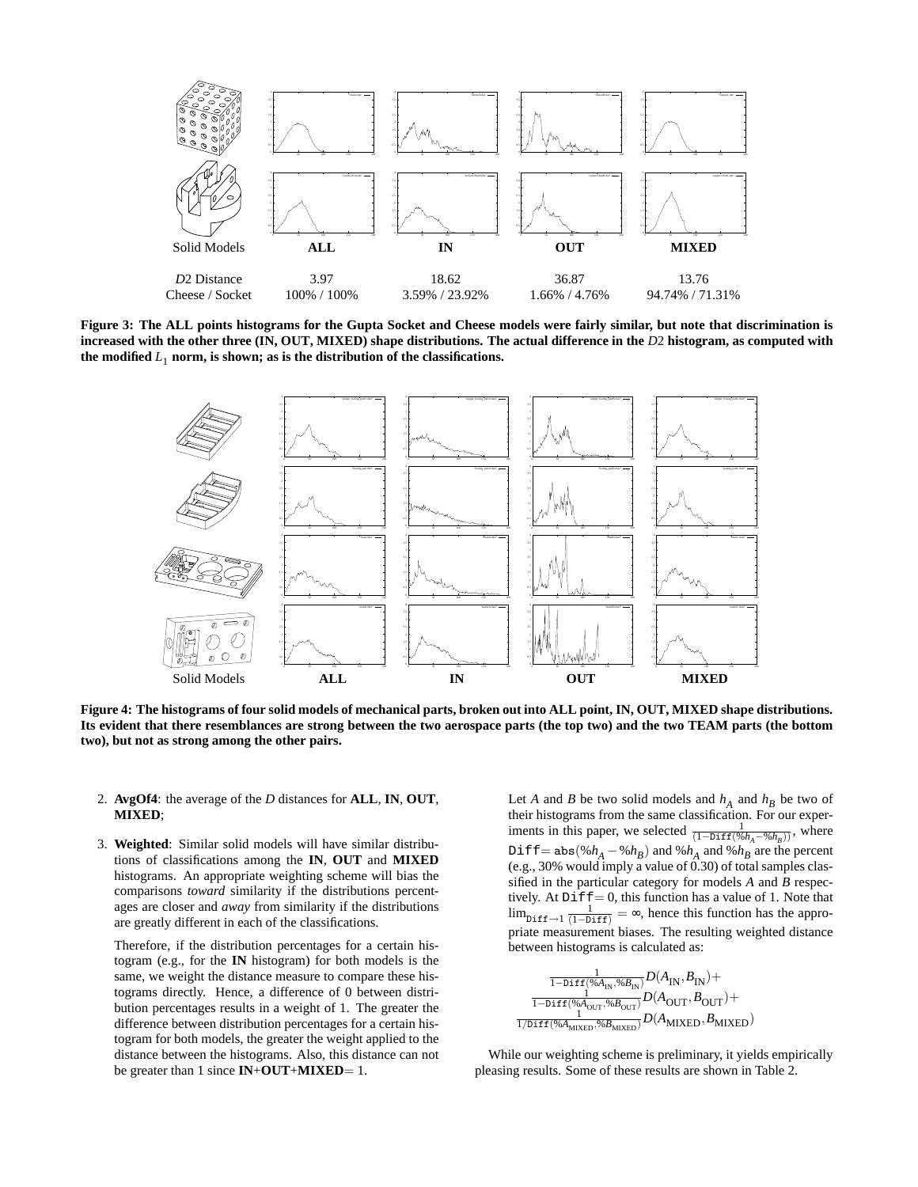| Solid Models | ALL | IN | OUT | MIXED |
|---|---|---|---|---|
| $D2$ Distance | 3.97 | 18.62 | 36.87 | 13.76 |
| Cheese / Socket | 100% / 100% | 3.59% / 23.92% | 1.66% / 4.76% | 94.74% / 71.31% |

**Figure 3: The ALL points histograms for the Gupta Socket and Cheese models were fairly similar, but note that discrimination is increased with the other three (IN, OUT, MIXED) shape distributions. The actual difference in the $D2$ histogram, as computed with the modified $L_1$ norm, is shown; as is the distribution of the classifications.**

**Figure 4: The histograms of four solid models of mechanical parts, broken out into ALL point, IN, OUT, MIXED shape distributions. Its evident that there resemblances are strong between the two aerospace parts (the top two) and the two TEAM parts (the bottom two), but not as strong among the other pairs.**

2. **AvgOf4**: the average of the $D$ distances for **ALL**, **IN**, **OUT**, **MIXED**;

3. **Weighted**: Similar solid models will have similar distributions of classifications among the **IN**, **OUT** and **MIXED** histograms. An appropriate weighting scheme will bias the comparisons *toward* similarity if the distributions percentages are closer and *away* from similarity if the distributions are greatly different in each of the classifications.

   Therefore, if the distribution percentages for a certain histogram (e.g., for the **IN** histogram) for both models is the same, we weight the distance measure to compare these histograms directly. Hence, a difference of 0 between distribution percentages results in a weight of 1. The greater the difference between distribution percentages for a certain histogram for both models, the greater the weight applied to the distance between the histograms. Also, this distance can not be greater than 1 since **IN**+**OUT**+**MIXED**$= 1$.

Let $A$ and $B$ be two solid models and $h_A$ and $h_B$ be two of their histograms from the same classification. For our experiments in this paper, we selected $\frac{1}{(1-\mathtt{Diff}(\%h_A-\%h_B))}$, where $\mathtt{Diff}= \mathtt{abs}(\%h_A - \%h_B)$ and $\%h_A$ and $\%h_B$ are the percent (e.g., 30% would imply a value of 0.30) of total samples classified in the particular category for models $A$ and $B$ respectively. At $\mathtt{Diff}= 0$, this function has a value of 1. Note that $\lim_{\mathtt{Diff}\to 1} \frac{1}{(1-\mathtt{Diff})} = \infty$, hence this function has the appropriate measurement biases. The resulting weighted distance between histograms is calculated as:

$$\frac{1}{1-\mathtt{Diff}(\%A_{\mathrm{IN}},\%B_{\mathrm{IN}})} D(A_{\mathrm{IN}}, B_{\mathrm{IN}}) + \frac{1}{1-\mathtt{Diff}(\%A_{\mathrm{OUT}},\%B_{\mathrm{OUT}})} D(A_{\mathrm{OUT}}, B_{\mathrm{OUT}}) + \frac{1}{1/\mathtt{Diff}(\%A_{\mathrm{MIXED}},\%B_{\mathrm{MIXED}})} D(A_{\mathrm{MIXED}}, B_{\mathrm{MIXED}})$$

While our weighting scheme is preliminary, it yields empirically pleasing results. Some of these results are shown in Table 2.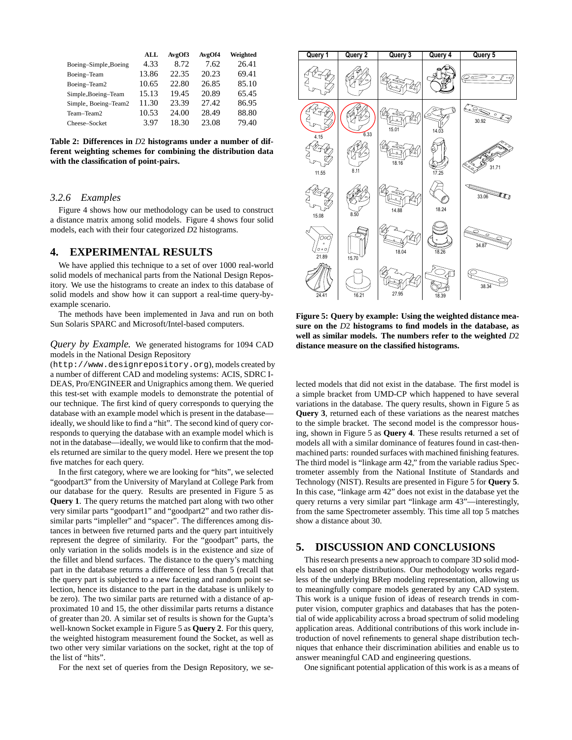|  | ALL | AvgOf3 | AvgOf4 | Weighted |
|---|---|---|---|---|
| Boeing–Simple_Boeing | 4.33 | 8.72 | 7.62 | 26.41 |
| Boeing–Team | 13.86 | 22.35 | 20.23 | 69.41 |
| Boeing–Team2 | 10.65 | 22.80 | 26.85 | 85.10 |
| Simple_Boeing–Team | 15.13 | 19.45 | 20.89 | 65.45 |
| Simple_ Boeing–Team2 | 11.30 | 23.39 | 27.42 | 86.95 |
| Team–Team2 | 10.53 | 24.00 | 28.49 | 88.80 |
| Cheese–Socket | 3.97 | 18.30 | 23.08 | 79.40 |

**Table 2: Differences in $D2$ histograms under a number of different weighting schemes for combining the distribution data with the classification of point-pairs.**

### 3.2.6 *Examples*

Figure 4 shows how our methodology can be used to construct a distance matrix among solid models. Figure 4 shows four solid models, each with their four categorized $D2$ histograms.

## 4. EXPERIMENTAL RESULTS

We have applied this technique to a set of over 1000 real-world solid models of mechanical parts from the National Design Repository. We use the histograms to create an index to this database of solid models and show how it can support a real-time query-by-example scenario.

The methods have been implemented in Java and run on both Sun Solaris SPARC and Microsoft/Intel-based computers.

*Query by Example.* We generated histograms for 1094 CAD models in the National Design Repository (`http://www.designrepository.org`), models created by a number of different CAD and modeling systems: ACIS, SDRC I-DEAS, Pro/ENGINEER and Unigraphics among them. We queried this test-set with example models to demonstrate the potential of our technique. The first kind of query corresponds to querying the database with an example model which is present in the database—ideally, we should like to find a "hit". The second kind of query corresponds to querying the database with an example model which is not in the database—ideally, we would like to confirm that the models returned are similar to the query model. Here we present the top five matches for each query.

In the first category, where we are looking for "hits", we selected "goodpart3" from the University of Maryland at College Park from our database for the query. Results are presented in Figure 5 as **Query 1**. The query returns the matched part along with two other very similar parts "goodpart1" and "goodpart2" and two rather dissimilar parts "impleller" and "spacer". The differences among distances in between five returned parts and the query part intuitively represent the degree of similarity. For the "goodpart" parts, the only variation in the solids models is in the existence and size of the fillet and blend surfaces. The distance to the query's matching part in the database returns a difference of less than 5 (recall that the query part is subjected to a new faceting and random point selection, hence its distance to the part in the database is unlikely to be zero). The two similar parts are returned with a distance of approximated 10 and 15, the other dissimilar parts returns a distance of greater than 20. A similar set of results is shown for the Gupta's well-known Socket example in Figure 5 as **Query 2**. For this query, the weighted histogram measurement found the Socket, as well as two other very similar variations on the socket, right at the top of the list of "hits".

For the next set of queries from the Design Repository, we selected models that did not exist in the database. The first model is a simple bracket from UMD-CP which happened to have several variations in the database. The query results, shown in Figure 5 as **Query 3**, returned each of these variations as the nearest matches to the simple bracket. The second model is the compressor housing, shown in Figure 5 as **Query 4**. These results returned a set of models all with a similar dominance of features found in cast-then-machined parts: rounded surfaces with machined finishing features. The third model is "linkage arm 42," from the variable radius Spectrometer assembly from the National Institute of Standards and Technology (NIST). Results are presented in Figure 5 for **Query 5**. In this case, "linkage arm 42" does not exist in the database yet the query returns a very similar part "linkage arm 43"—interestingly, from the same Spectrometer assembly. This time all top 5 matches show a distance about 30.

| Query 1 | Query 2 | Query 3 | Query 4 | Query 5 |
|---|---|---|---|---|
| 4.15 | 6.33 | 15.01 | 14.03 | 30.92 |
| 11.55 | 8.11 | 18.16 | 17.25 | 31.71 |
| 15.08 | 8.50 | 14.88 | 18.24 | 33.06 |
| 21.89 | 15.70 | 18.04 | 18.26 | 34.87 |
| 24.41 | 16.21 | 27.95 | 18.39 | 38.34 |

**Figure 5: Query by example: Using the weighted distance measure on the $D2$ histograms to find models in the database, as well as similar models. The numbers refer to the weighted $D2$ distance measure on the classified histograms.**

## 5. DISCUSSION AND CONCLUSIONS

This research presents a new approach to compare 3D solid models based on shape distributions. Our methodology works regardless of the underlying BRep modeling representation, allowing us to meaningfully compare models generated by any CAD system. This work is a unique fusion of ideas of research trends in computer vision, computer graphics and databases that has the potential of wide applicability across a broad spectrum of solid modeling application areas. Additional contributions of this work include introduction of novel refinements to general shape distribution techniques that enhance their discrimination abilities and enable us to answer meaningful CAD and engineering questions.

One significant potential application of this work is as a means of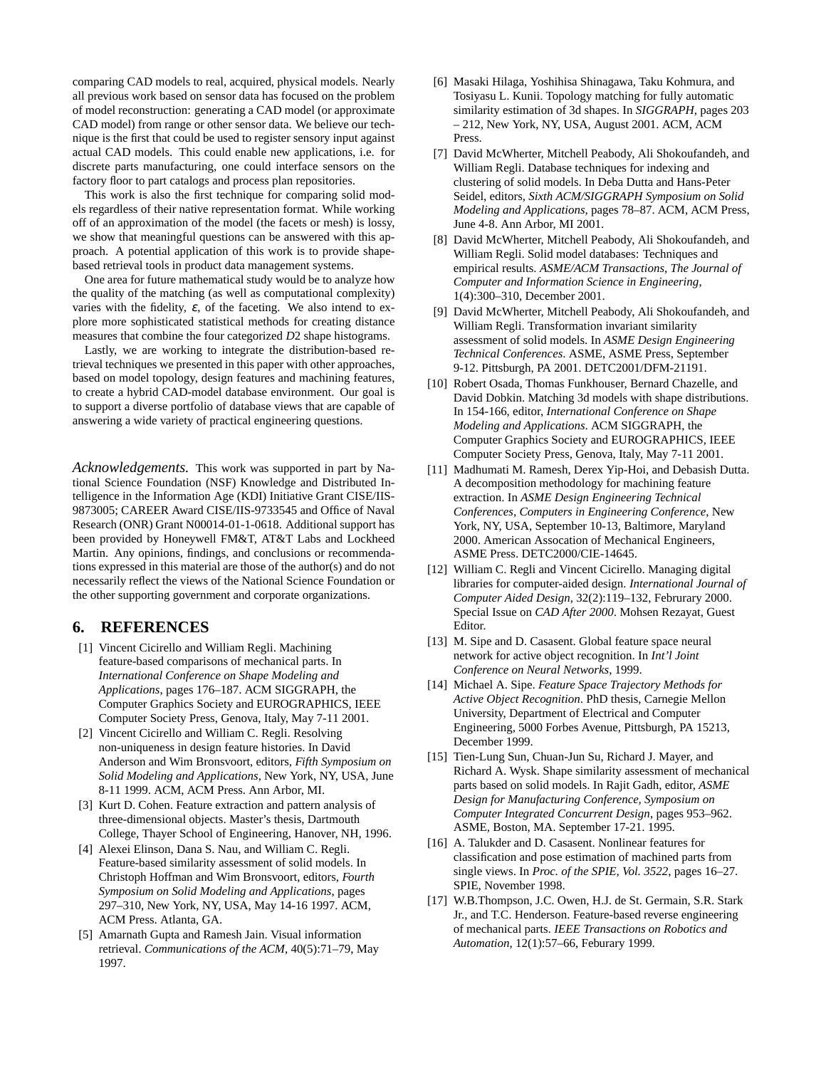comparing CAD models to real, acquired, physical models. Nearly all previous work based on sensor data has focused on the problem of model reconstruction: generating a CAD model (or approximate CAD model) from range or other sensor data. We believe our technique is the first that could be used to register sensory input against actual CAD models. This could enable new applications, i.e. for discrete parts manufacturing, one could interface sensors on the factory floor to part catalogs and process plan repositories.

This work is also the first technique for comparing solid models regardless of their native representation format. While working off of an approximation of the model (the facets or mesh) is lossy, we show that meaningful questions can be answered with this approach. A potential application of this work is to provide shape-based retrieval tools in product data management systems.

One area for future mathematical study would be to analyze how the quality of the matching (as well as computational complexity) varies with the fidelity, $\varepsilon$, of the faceting. We also intend to explore more sophisticated statistical methods for creating distance measures that combine the four categorized $D2$ shape histograms.

Lastly, we are working to integrate the distribution-based retrieval techniques we presented in this paper with other approaches, based on model topology, design features and machining features, to create a hybrid CAD-model database environment. Our goal is to support a diverse portfolio of database views that are capable of answering a wide variety of practical engineering questions.

*Acknowledgements.* This work was supported in part by National Science Foundation (NSF) Knowledge and Distributed Intelligence in the Information Age (KDI) Initiative Grant CISE/IIS-9873005; CAREER Award CISE/IIS-9733545 and Office of Naval Research (ONR) Grant N00014-01-1-0618. Additional support has been provided by Honeywell FM&T, AT&T Labs and Lockheed Martin. Any opinions, findings, and conclusions or recommendations expressed in this material are those of the author(s) and do not necessarily reflect the views of the National Science Foundation or the other supporting government and corporate organizations.

## 6. REFERENCES

[1] Vincent Cicirello and William Regli. Machining feature-based comparisons of mechanical parts. In *International Conference on Shape Modeling and Applications*, pages 176–187. ACM SIGGRAPH, the Computer Graphics Society and EUROGRAPHICS, IEEE Computer Society Press, Genova, Italy, May 7-11 2001.

[2] Vincent Cicirello and William C. Regli. Resolving non-uniqueness in design feature histories. In David Anderson and Wim Bronsvoort, editors, *Fifth Symposium on Solid Modeling and Applications*, New York, NY, USA, June 8-11 1999. ACM, ACM Press. Ann Arbor, MI.

[3] Kurt D. Cohen. Feature extraction and pattern analysis of three-dimensional objects. Master's thesis, Dartmouth College, Thayer School of Engineering, Hanover, NH, 1996.

[4] Alexei Elinson, Dana S. Nau, and William C. Regli. Feature-based similarity assessment of solid models. In Christoph Hoffman and Wim Bronsvoort, editors, *Fourth Symposium on Solid Modeling and Applications*, pages 297–310, New York, NY, USA, May 14-16 1997. ACM, ACM Press. Atlanta, GA.

[5] Amarnath Gupta and Ramesh Jain. Visual information retrieval. *Communications of the ACM*, 40(5):71–79, May 1997.

[6] Masaki Hilaga, Yoshihisa Shinagawa, Taku Kohmura, and Tosiyasu L. Kunii. Topology matching for fully automatic similarity estimation of 3d shapes. In *SIGGRAPH*, pages 203 – 212, New York, NY, USA, August 2001. ACM, ACM Press.

[7] David McWherter, Mitchell Peabody, Ali Shokoufandeh, and William Regli. Database techniques for indexing and clustering of solid models. In Deba Dutta and Hans-Peter Seidel, editors, *Sixth ACM/SIGGRAPH Symposium on Solid Modeling and Applications*, pages 78–87. ACM, ACM Press, June 4-8. Ann Arbor, MI 2001.

[8] David McWherter, Mitchell Peabody, Ali Shokoufandeh, and William Regli. Solid model databases: Techniques and empirical results. *ASME/ACM Transactions, The Journal of Computer and Information Science in Engineering*, 1(4):300–310, December 2001.

[9] David McWherter, Mitchell Peabody, Ali Shokoufandeh, and William Regli. Transformation invariant similarity assessment of solid models. In *ASME Design Engineering Technical Conferences*. ASME, ASME Press, September 9-12. Pittsburgh, PA 2001. DETC2001/DFM-21191.

[10] Robert Osada, Thomas Funkhouser, Bernard Chazelle, and David Dobkin. Matching 3d models with shape distributions. In 154-166, editor, *International Conference on Shape Modeling and Applications*. ACM SIGGRAPH, the Computer Graphics Society and EUROGRAPHICS, IEEE Computer Society Press, Genova, Italy, May 7-11 2001.

[11] Madhumati M. Ramesh, Derex Yip-Hoi, and Debasish Dutta. A decomposition methodology for machining feature extraction. In *ASME Design Engineering Technical Conferences, Computers in Engineering Conference*, New York, NY, USA, September 10-13, Baltimore, Maryland 2000. American Assocation of Mechanical Engineers, ASME Press. DETC2000/CIE-14645.

[12] William C. Regli and Vincent Cicirello. Managing digital libraries for computer-aided design. *International Journal of Computer Aided Design*, 32(2):119–132, Februrary 2000. Special Issue on *CAD After 2000*. Mohsen Rezayat, Guest Editor.

[13] M. Sipe and D. Casasent. Global feature space neural network for active object recognition. In *Int'l Joint Conference on Neural Networks*, 1999.

[14] Michael A. Sipe. *Feature Space Trajectory Methods for Active Object Recognition*. PhD thesis, Carnegie Mellon University, Department of Electrical and Computer Engineering, 5000 Forbes Avenue, Pittsburgh, PA 15213, December 1999.

[15] Tien-Lung Sun, Chuan-Jun Su, Richard J. Mayer, and Richard A. Wysk. Shape similarity assessment of mechanical parts based on solid models. In Rajit Gadh, editor, *ASME Design for Manufacturing Conference, Symposium on Computer Integrated Concurrent Design*, pages 953–962. ASME, Boston, MA. September 17-21. 1995.

[16] A. Talukder and D. Casasent. Nonlinear features for classification and pose estimation of machined parts from single views. In *Proc. of the SPIE, Vol. 3522*, pages 16–27. SPIE, November 1998.

[17] W.B.Thompson, J.C. Owen, H.J. de St. Germain, S.R. Stark Jr., and T.C. Henderson. Feature-based reverse engineering of mechanical parts. *IEEE Transactions on Robotics and Automation*, 12(1):57–66, Feburary 1999.